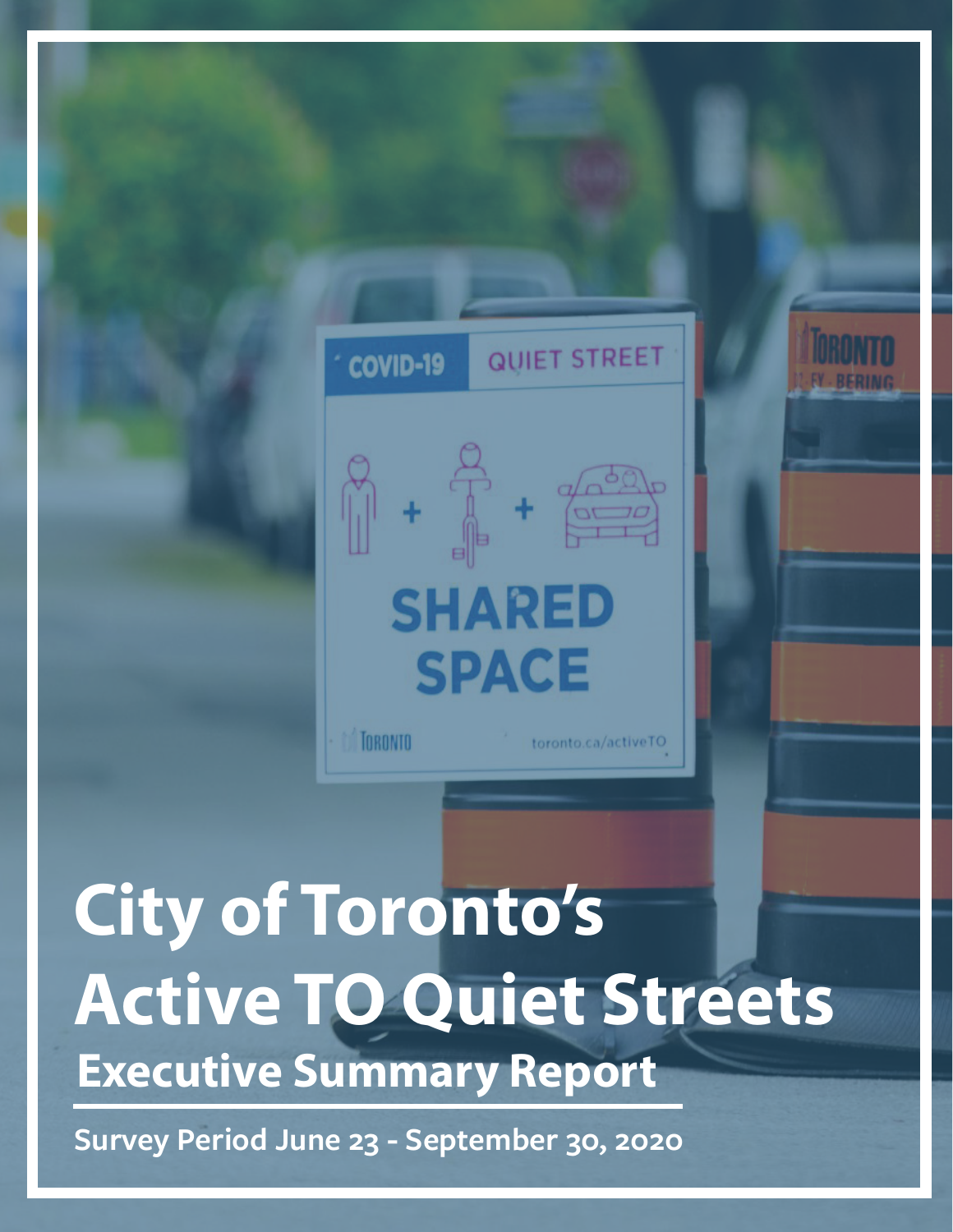# City of Toronto's Active TO Quiet Streets

## Executive Summary Report

**Survey Period June 23 - September 30, 2020**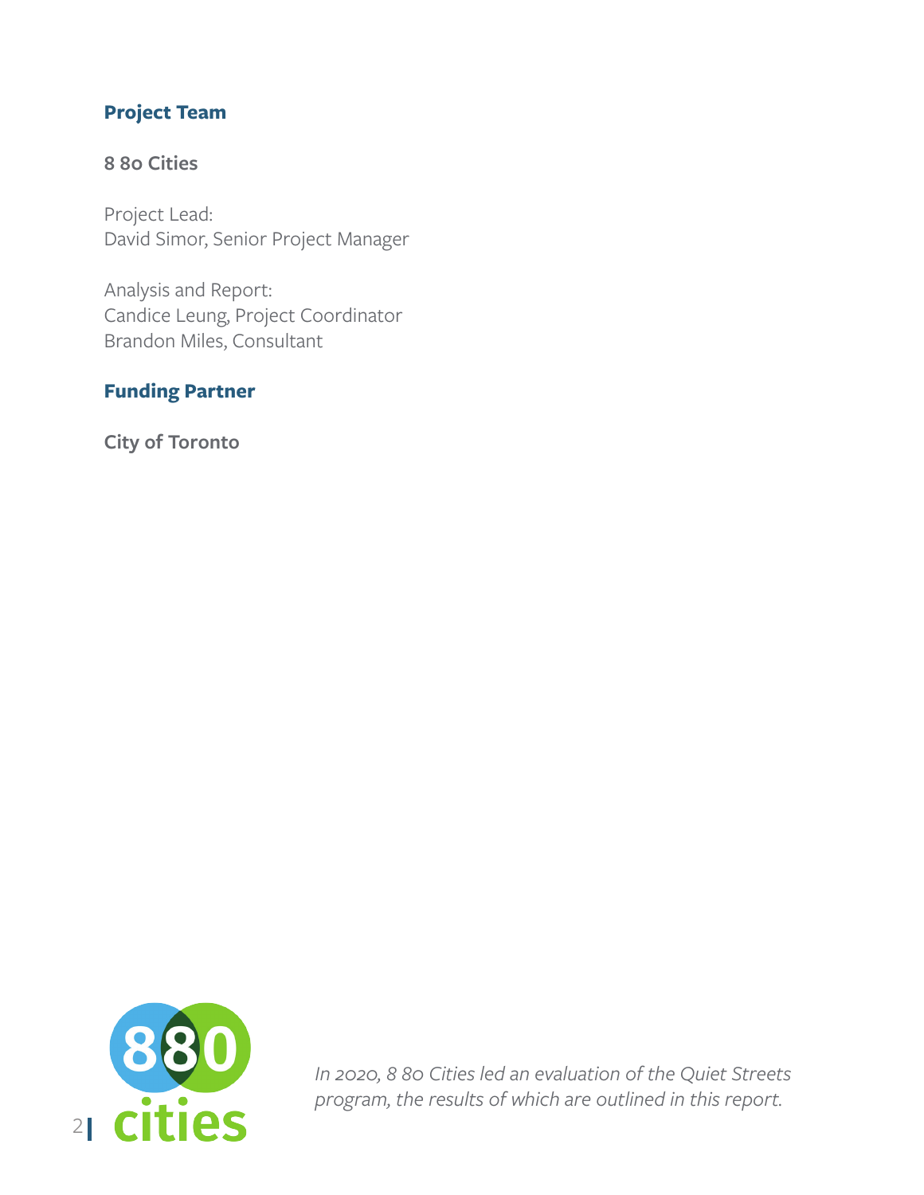## Project Team

**8 80 Cities**

Project Lead:
David Simor, Senior Project Manager

Analysis and Report:
Candice Leung, Project Coordinator
Brandon Miles, Consultant

## Funding Partner

**City of Toronto**

*In 2020, 8 80 Cities led an evaluation of the Quiet Streets program, the results of which are outlined in this report.*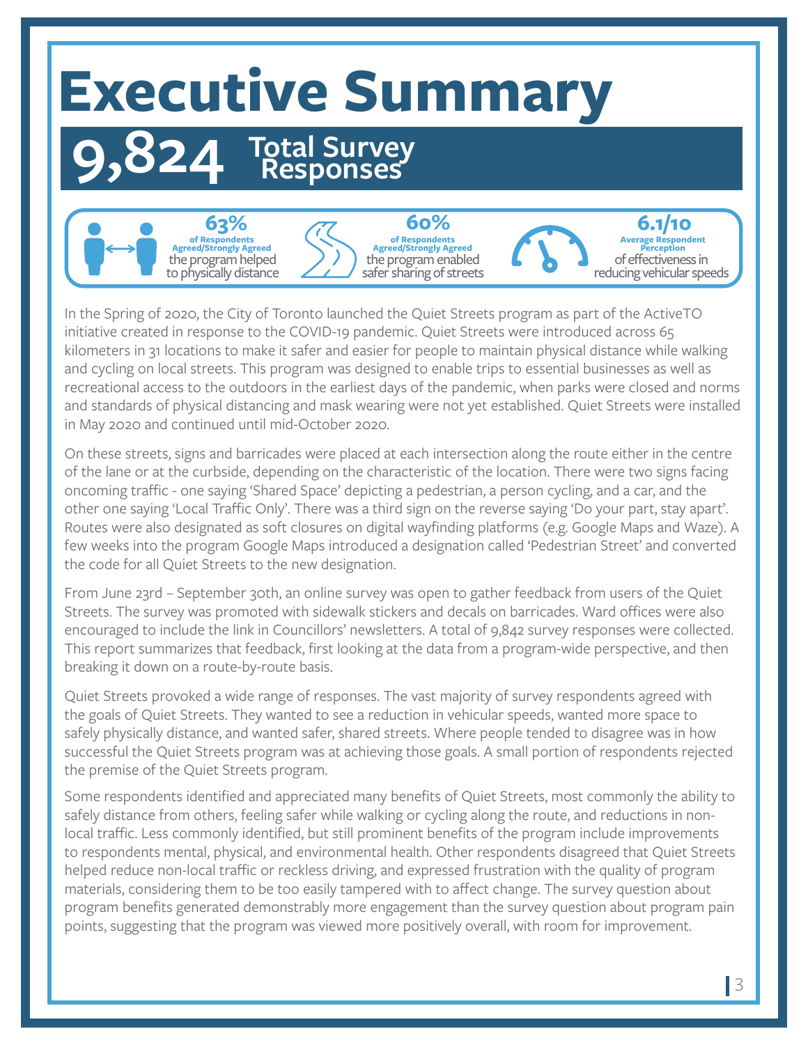# Executive Summary

## 9,824 Total Survey Responses

**63%** of Respondents Agreed/Strongly Agreed the program helped to physically distance

**60%** of Respondents Agreed/Strongly Agreed the program enabled safer sharing of streets

**6.1/10** Average Respondent Perception of effectiveness in reducing vehicular speeds

In the Spring of 2020, the City of Toronto launched the Quiet Streets program as part of the ActiveTO initiative created in response to the COVID-19 pandemic. Quiet Streets were introduced across 65 kilometers in 31 locations to make it safer and easier for people to maintain physical distance while walking and cycling on local streets. This program was designed to enable trips to essential businesses as well as recreational access to the outdoors in the earliest days of the pandemic, when parks were closed and norms and standards of physical distancing and mask wearing were not yet established. Quiet Streets were installed in May 2020 and continued until mid-October 2020.

On these streets, signs and barricades were placed at each intersection along the route either in the centre of the lane or at the curbside, depending on the characteristic of the location. There were two signs facing oncoming traffic - one saying 'Shared Space' depicting a pedestrian, a person cycling, and a car, and the other one saying 'Local Traffic Only'. There was a third sign on the reverse saying 'Do your part, stay apart'. Routes were also designated as soft closures on digital wayfinding platforms (e.g. Google Maps and Waze). A few weeks into the program Google Maps introduced a designation called 'Pedestrian Street' and converted the code for all Quiet Streets to the new designation.

From June 23rd – September 30th, an online survey was open to gather feedback from users of the Quiet Streets. The survey was promoted with sidewalk stickers and decals on barricades. Ward offices were also encouraged to include the link in Councillors' newsletters. A total of 9,842 survey responses were collected. This report summarizes that feedback, first looking at the data from a program-wide perspective, and then breaking it down on a route-by-route basis.

Quiet Streets provoked a wide range of responses. The vast majority of survey respondents agreed with the goals of Quiet Streets. They wanted to see a reduction in vehicular speeds, wanted more space to safely physically distance, and wanted safer, shared streets. Where people tended to disagree was in how successful the Quiet Streets program was at achieving those goals. A small portion of respondents rejected the premise of the Quiet Streets program.

Some respondents identified and appreciated many benefits of Quiet Streets, most commonly the ability to safely distance from others, feeling safer while walking or cycling along the route, and reductions in non-local traffic. Less commonly identified, but still prominent benefits of the program include improvements to respondents mental, physical, and environmental health. Other respondents disagreed that Quiet Streets helped reduce non-local traffic or reckless driving, and expressed frustration with the quality of program materials, considering them to be too easily tampered with to affect change. The survey question about program benefits generated demonstrably more engagement than the survey question about program pain points, suggesting that the program was viewed more positively overall, with room for improvement.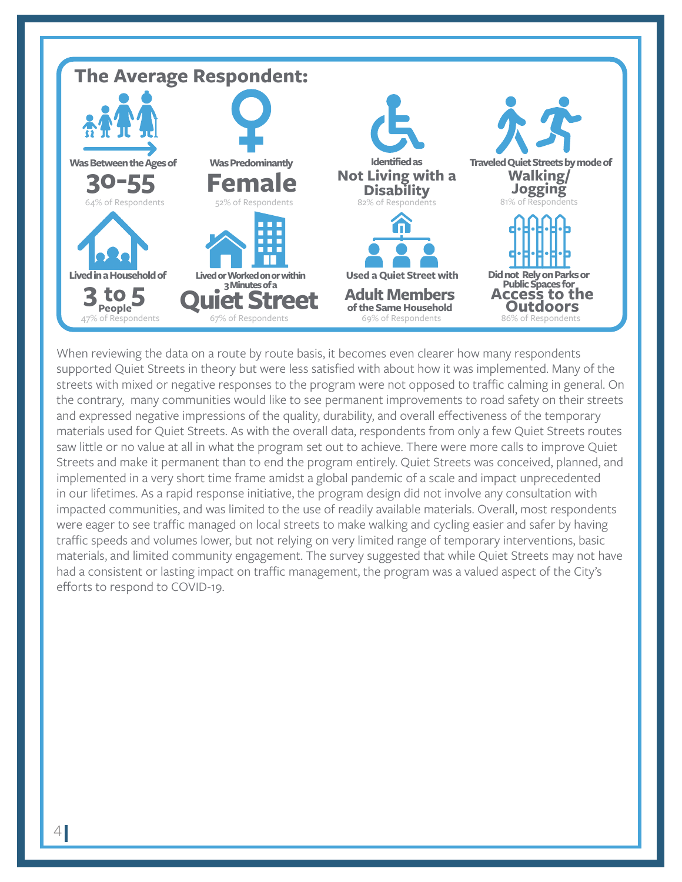## The Average Respondent:

**Was Between the Ages of**
**30-55**
64% of Respondents

**Was Predominantly**
**Female**
52% of Respondents

**Identified as**
**Not Living with a Disability**
82% of Respondents

**Traveled Quiet Streets by mode of**
**Walking/ Jogging**
81% of Respondents

**Lived in a Household of**
**3 to 5 People**
47% of Respondents

**Lived or Worked on or within 3 Minutes of a**
**Quiet Street**
67% of Respondents

**Used a Quiet Street with**
**Adult Members of the Same Household**
69% of Respondents

**Did not Rely on Parks or Public Spaces for**
**Access to the Outdoors**
86% of Respondents

When reviewing the data on a route by route basis, it becomes even clearer how many respondents supported Quiet Streets in theory but were less satisfied with about how it was implemented. Many of the streets with mixed or negative responses to the program were not opposed to traffic calming in general. On the contrary, many communities would like to see permanent improvements to road safety on their streets and expressed negative impressions of the quality, durability, and overall effectiveness of the temporary materials used for Quiet Streets. As with the overall data, respondents from only a few Quiet Streets routes saw little or no value at all in what the program set out to achieve. There were more calls to improve Quiet Streets and make it permanent than to end the program entirely. Quiet Streets was conceived, planned, and implemented in a very short time frame amidst a global pandemic of a scale and impact unprecedented in our lifetimes. As a rapid response initiative, the program design did not involve any consultation with impacted communities, and was limited to the use of readily available materials. Overall, most respondents were eager to see traffic managed on local streets to make walking and cycling easier and safer by having traffic speeds and volumes lower, but not relying on very limited range of temporary interventions, basic materials, and limited community engagement. The survey suggested that while Quiet Streets may not have had a consistent or lasting impact on traffic management, the program was a valued aspect of the City's efforts to respond to COVID-19.